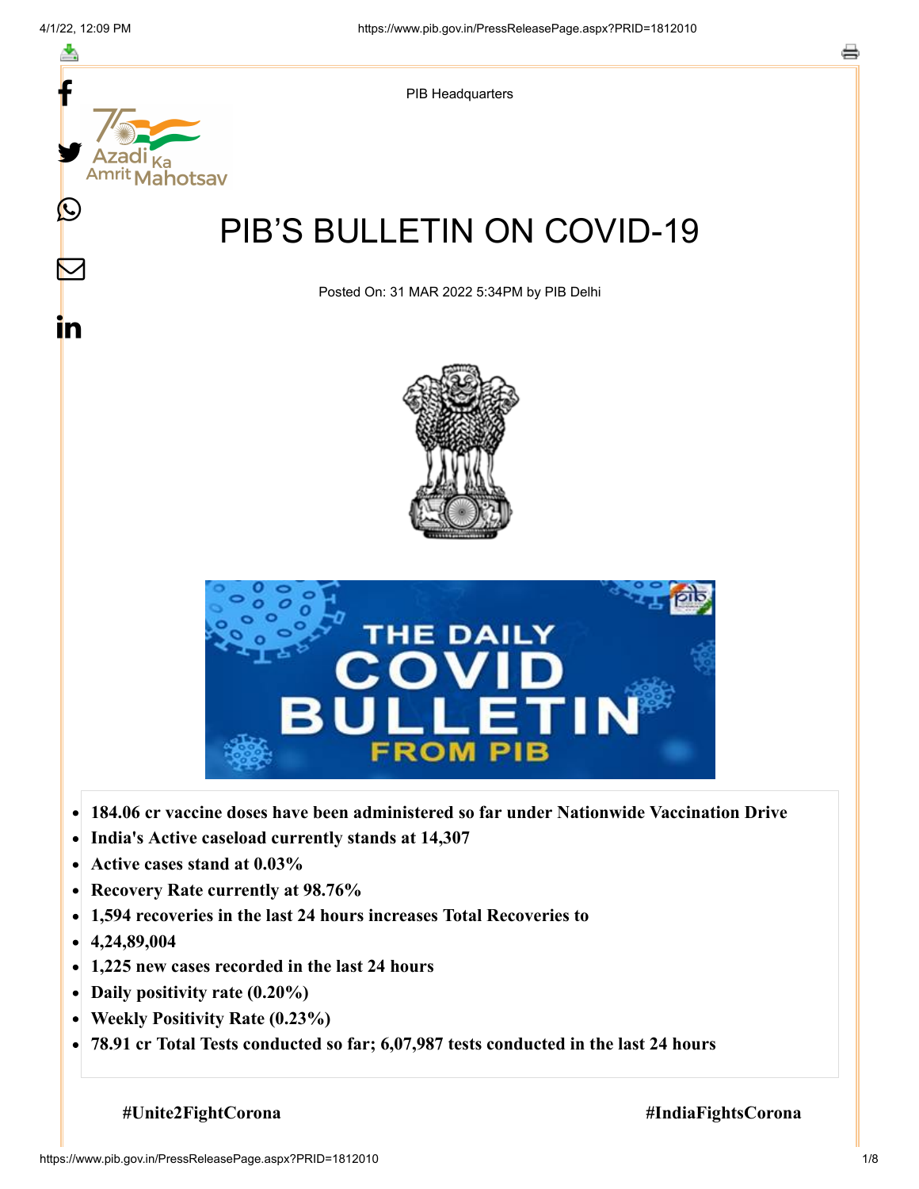PIB Headquarters

# PIB'S BULLETIN ON COVID-19

Posted On: 31 MAR 2022 5:34PM by PIB Delhi

- **184.06 cr vaccine doses have been administered so far under Nationwide Vaccination Drive**
- **India's Active caseload currently stands at 14,307**
- **Active cases stand at 0.03%**
- **Recovery Rate currently at 98.76%**
- **1,594 recoveries in the last 24 hours increases Total Recoveries to**
- **4,24,89,004**
- **1,225 new cases recorded in the last 24 hours**
- **Daily positivity rate (0.20%)**
- **Weekly Positivity Rate (0.23%)**
- **78.91 cr Total Tests conducted so far; 6,07,987 tests conducted in the last 24 hours**

**#Unite2FightCorona** **#IndiaFightsCorona**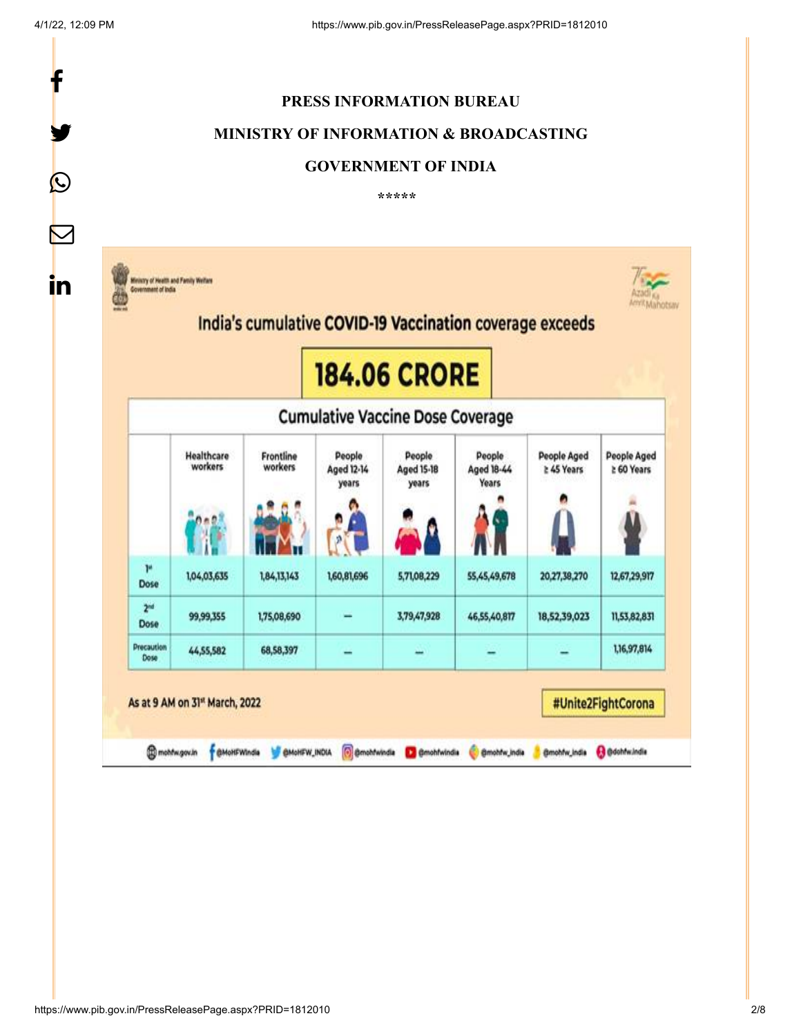**PRESS INFORMATION BUREAU**

**MINISTRY OF INFORMATION & BROADCASTING**

**GOVERNMENT OF INDIA**

*****

Ministry of Health and Family Welfare
Government of India

## India's cumulative COVID-19 Vaccination coverage exceeds

# 184.06 CRORE

### Cumulative Vaccine Dose Coverage

| | Healthcare workers | Frontline workers | People Aged 12-14 years | People Aged 15-18 years | People Aged 18-44 Years | People Aged ≥ 45 Years | People Aged ≥ 60 Years |
|---|---|---|---|---|---|---|---|
| 1st Dose | 1,04,03,635 | 1,84,13,143 | 1,60,81,696 | 5,71,08,229 | 55,45,49,678 | 20,27,38,270 | 12,67,29,917 |
| 2nd Dose | 99,99,355 | 1,75,08,690 | – | 3,79,47,928 | 46,55,40,817 | 18,52,39,023 | 11,53,82,831 |
| Precaution Dose | 44,55,582 | 68,58,397 | – | – | – | – | 1,16,97,814 |

As at 9 AM on 31st March, 2022

#Unite2FightCorona

mohfw.gov.in | @MoHFWIndia | @MoHFW_INDIA | @mohfwindia | @mohfwindia | @mohfw_india | @mohfw_india | @dohfwindia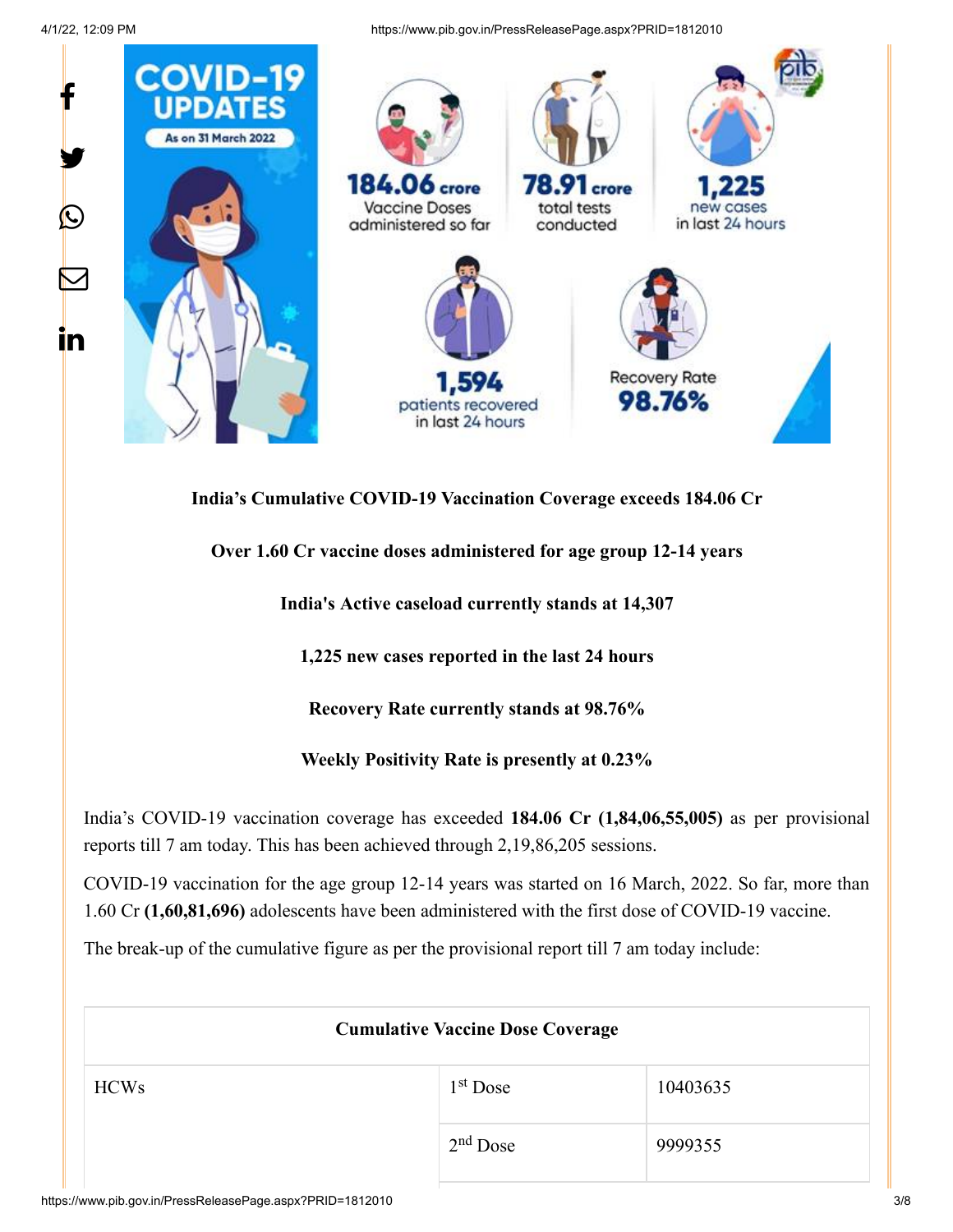**India's Cumulative COVID-19 Vaccination Coverage exceeds 184.06 Cr**

**Over 1.60 Cr vaccine doses administered for age group 12-14 years**

**India's Active caseload currently stands at 14,307**

**1,225 new cases reported in the last 24 hours**

**Recovery Rate currently stands at 98.76%**

**Weekly Positivity Rate is presently at 0.23%**

India's COVID-19 vaccination coverage has exceeded **184.06 Cr (1,84,06,55,005)** as per provisional reports till 7 am today. This has been achieved through 2,19,86,205 sessions.

COVID-19 vaccination for the age group 12-14 years was started on 16 March, 2022. So far, more than 1.60 Cr **(1,60,81,696)** adolescents have been administered with the first dose of COVID-19 vaccine.

The break-up of the cumulative figure as per the provisional report till 7 am today include:

| Cumulative Vaccine Dose Coverage | | |
|---|---|---|
| HCWs | 1st Dose | 10403635 |
| | 2nd Dose | 9999355 |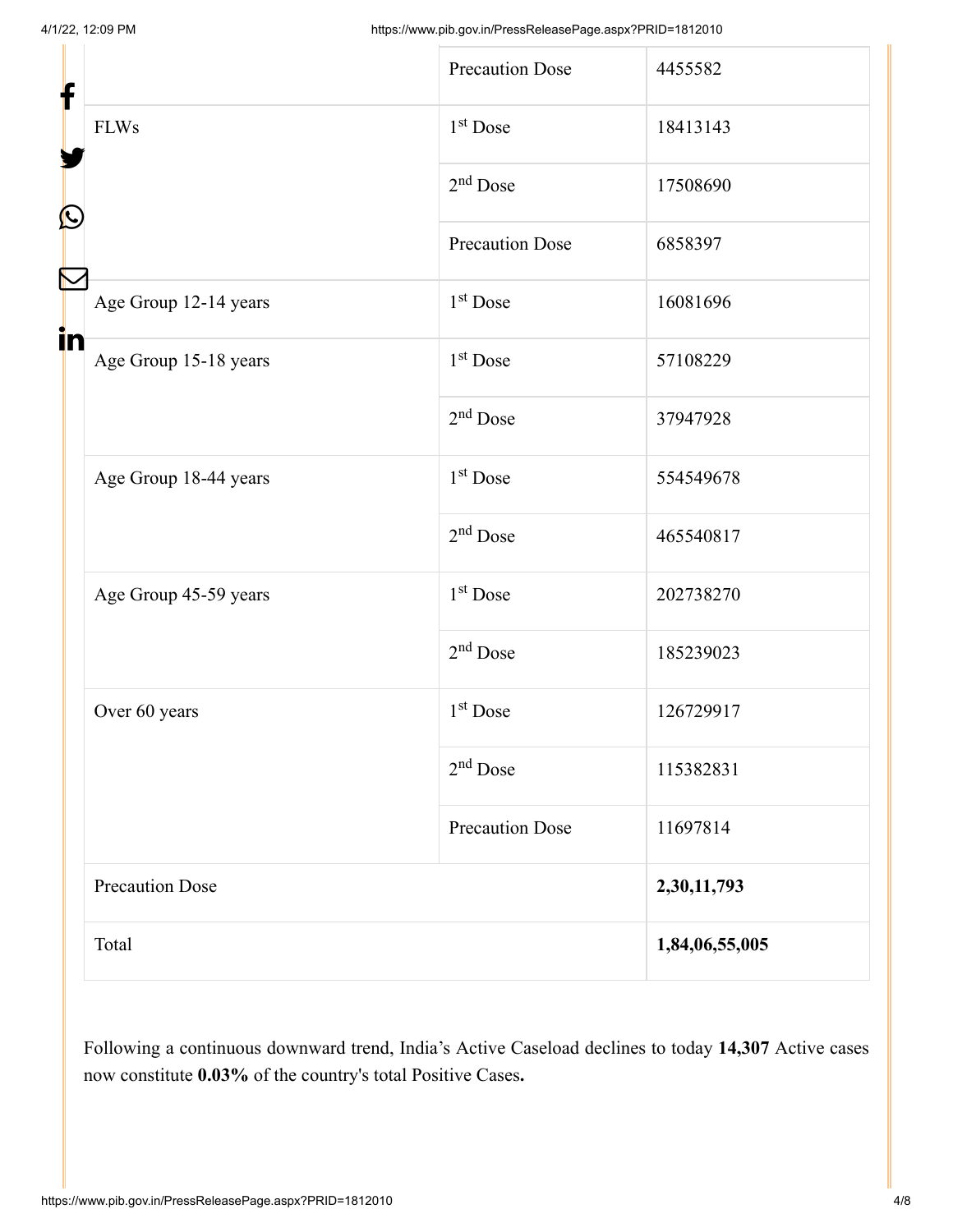| | | |
|---|---|---|
| | Precaution Dose | 4455582 |
| FLWs | 1st Dose | 18413143 |
| | 2nd Dose | 17508690 |
| | Precaution Dose | 6858397 |
| Age Group 12-14 years | 1st Dose | 16081696 |
| Age Group 15-18 years | 1st Dose | 57108229 |
| | 2nd Dose | 37947928 |
| Age Group 18-44 years | 1st Dose | 554549678 |
| | 2nd Dose | 465540817 |
| Age Group 45-59 years | 1st Dose | 202738270 |
| | 2nd Dose | 185239023 |
| Over 60 years | 1st Dose | 126729917 |
| | 2nd Dose | 115382831 |
| | Precaution Dose | 11697814 |
| Precaution Dose | | **2,30,11,793** |
| Total | | **1,84,06,55,005** |

Following a continuous downward trend, India's Active Caseload declines to today **14,307** Active cases now constitute **0.03%** of the country's total Positive Cases**.**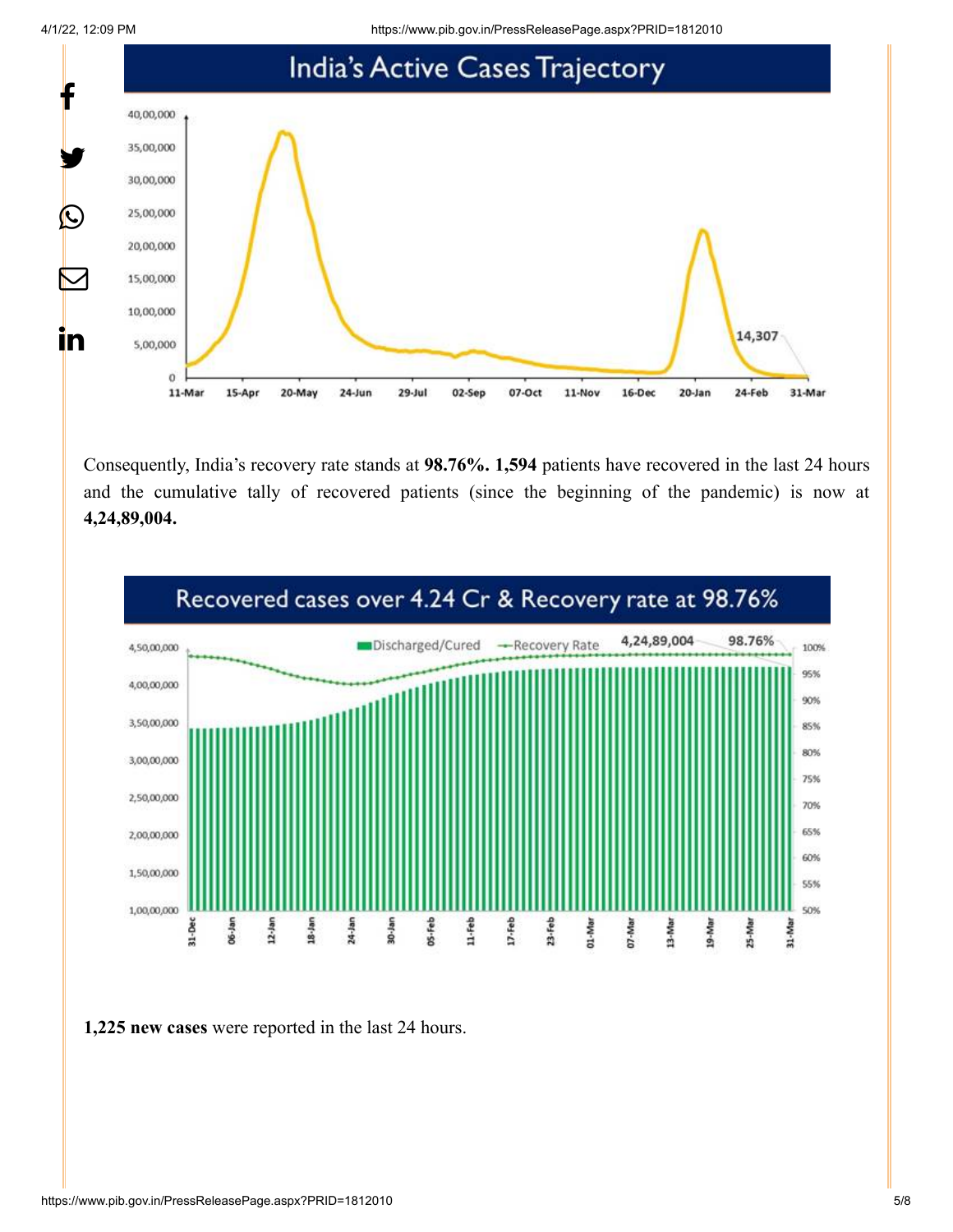## India's Active Cases Trajectory

Consequently, India's recovery rate stands at **98.76%. 1,594** patients have recovered in the last 24 hours and the cumulative tally of recovered patients (since the beginning of the pandemic) is now at **4,24,89,004.**

## Recovered cases over 4.24 Cr & Recovery rate at 98.76%

**1,225 new cases** were reported in the last 24 hours.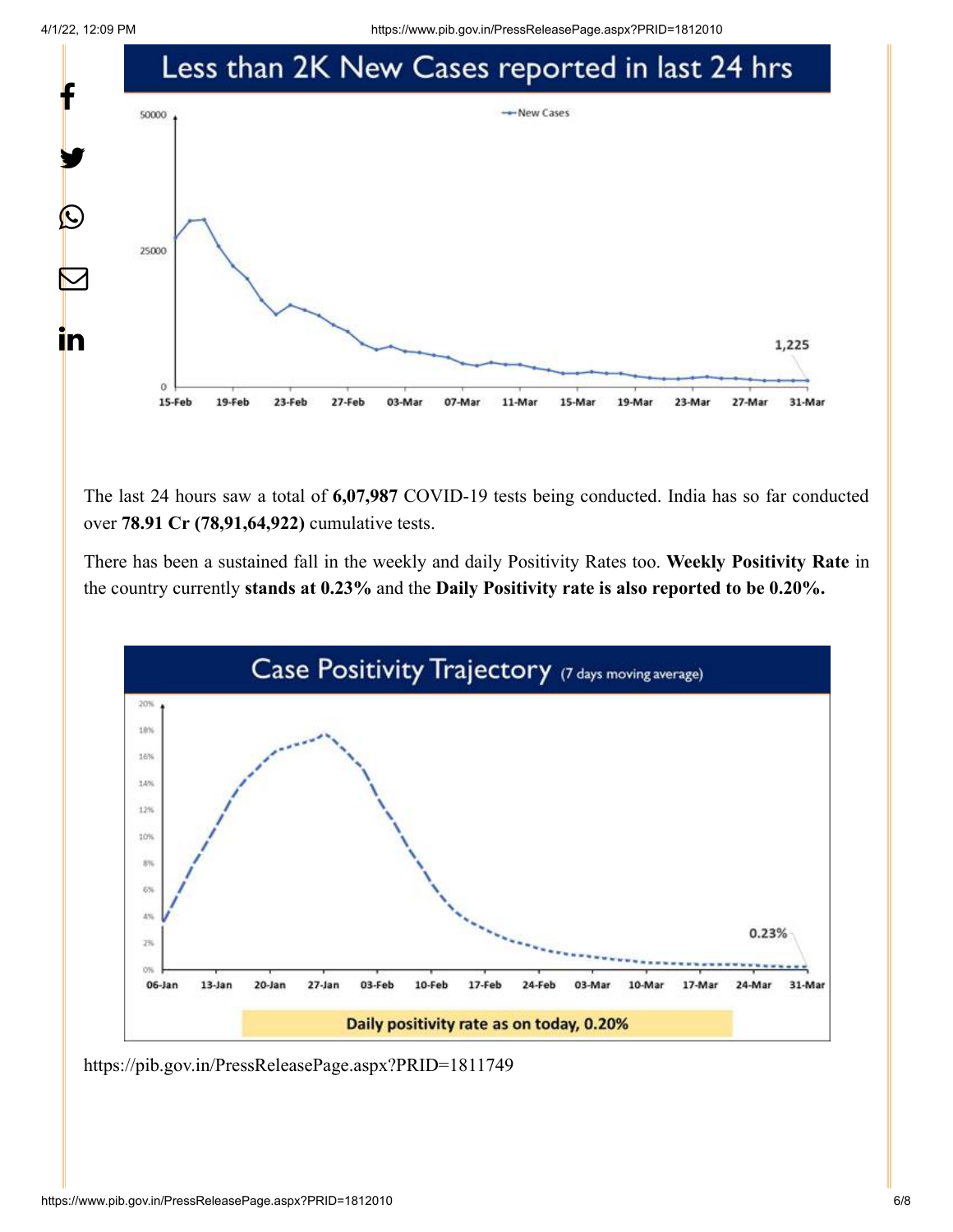## Less than 2K New Cases reported in last 24 hrs

The last 24 hours saw a total of **6,07,987** COVID-19 tests being conducted. India has so far conducted over **78.91 Cr (78,91,64,922)** cumulative tests.

There has been a sustained fall in the weekly and daily Positivity Rates too. **Weekly Positivity Rate** in the country currently **stands at 0.23%** and the **Daily Positivity rate is also reported to be 0.20%.**

## Case Positivity Trajectory (7 days moving average)

Daily positivity rate as on today, 0.20%

https://pib.gov.in/PressReleasePage.aspx?PRID=1811749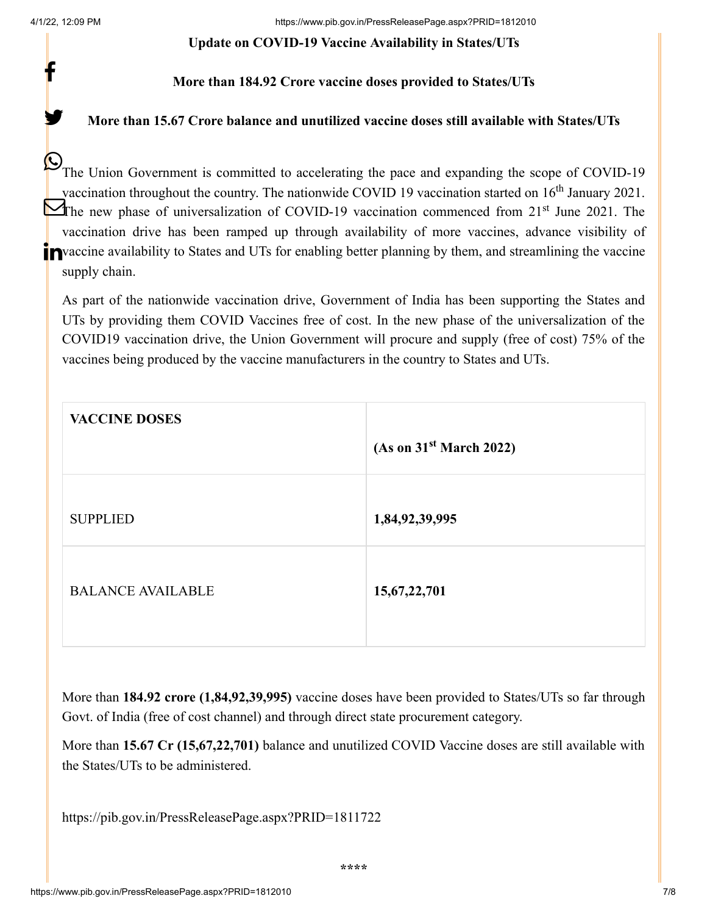**Update on COVID-19 Vaccine Availability in States/UTs**

**More than 184.92 Crore vaccine doses provided to States/UTs**

**More than 15.67 Crore balance and unutilized vaccine doses still available with States/UTs**

The Union Government is committed to accelerating the pace and expanding the scope of COVID-19 vaccination throughout the country. The nationwide COVID 19 vaccination started on 16th January 2021. The new phase of universalization of COVID-19 vaccination commenced from 21st June 2021. The vaccination drive has been ramped up through availability of more vaccines, advance visibility of vaccine availability to States and UTs for enabling better planning by them, and streamlining the vaccine supply chain.

As part of the nationwide vaccination drive, Government of India has been supporting the States and UTs by providing them COVID Vaccines free of cost. In the new phase of the universalization of the COVID19 vaccination drive, the Union Government will procure and supply (free of cost) 75% of the vaccines being produced by the vaccine manufacturers in the country to States and UTs.

| **VACCINE DOSES** | **(As on 31st March 2022)** |
|---|---|
| SUPPLIED | **1,84,92,39,995** |
| BALANCE AVAILABLE | **15,67,22,701** |

More than **184.92 crore (1,84,92,39,995)** vaccine doses have been provided to States/UTs so far through Govt. of India (free of cost channel) and through direct state procurement category.

More than **15.67 Cr (15,67,22,701)** balance and unutilized COVID Vaccine doses are still available with the States/UTs to be administered.

https://pib.gov.in/PressReleasePage.aspx?PRID=1811722

\*\*\*\*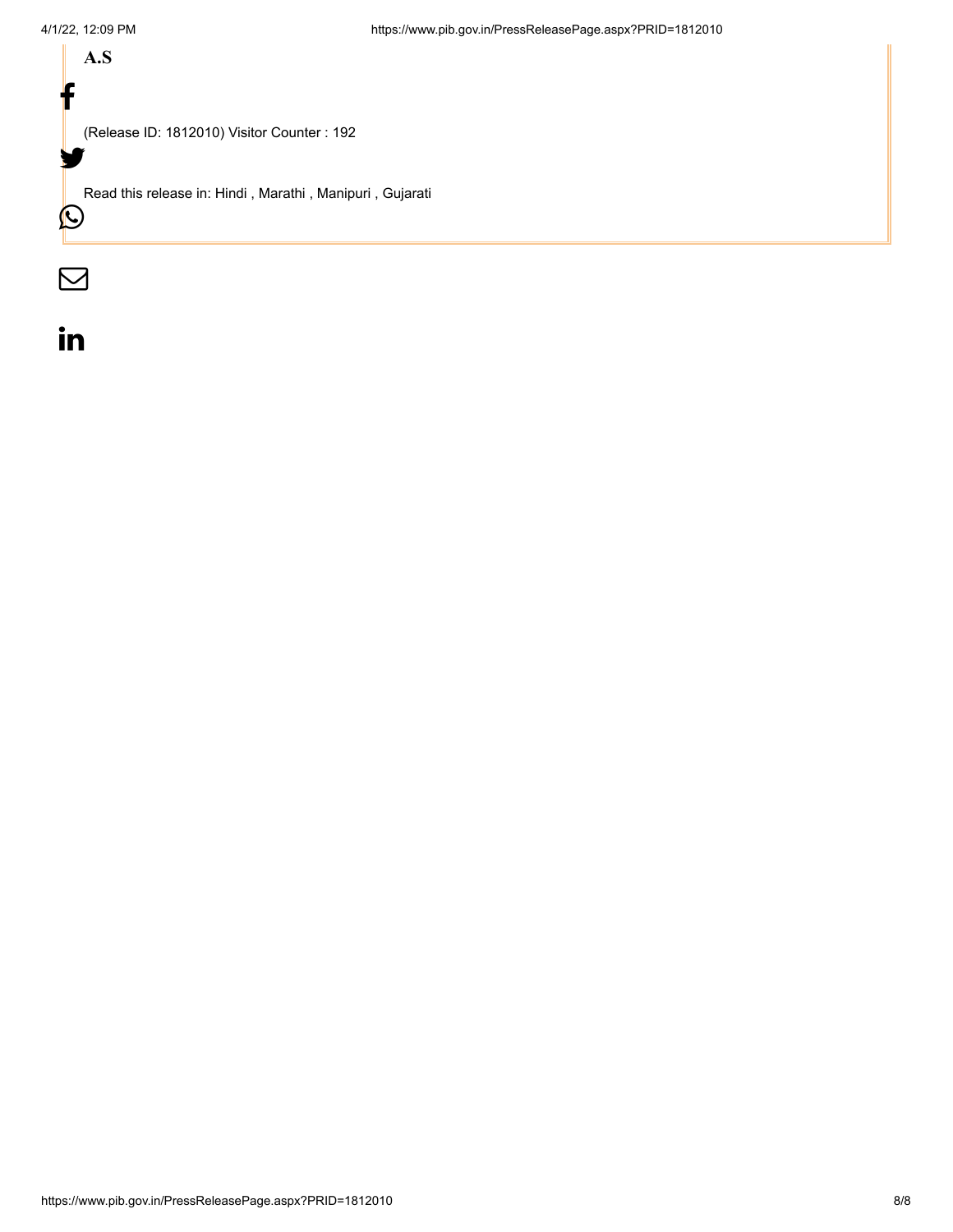**A.S**

(Release ID: 1812010) Visitor Counter : 192

Read this release in: Hindi , Marathi , Manipuri , Gujarati